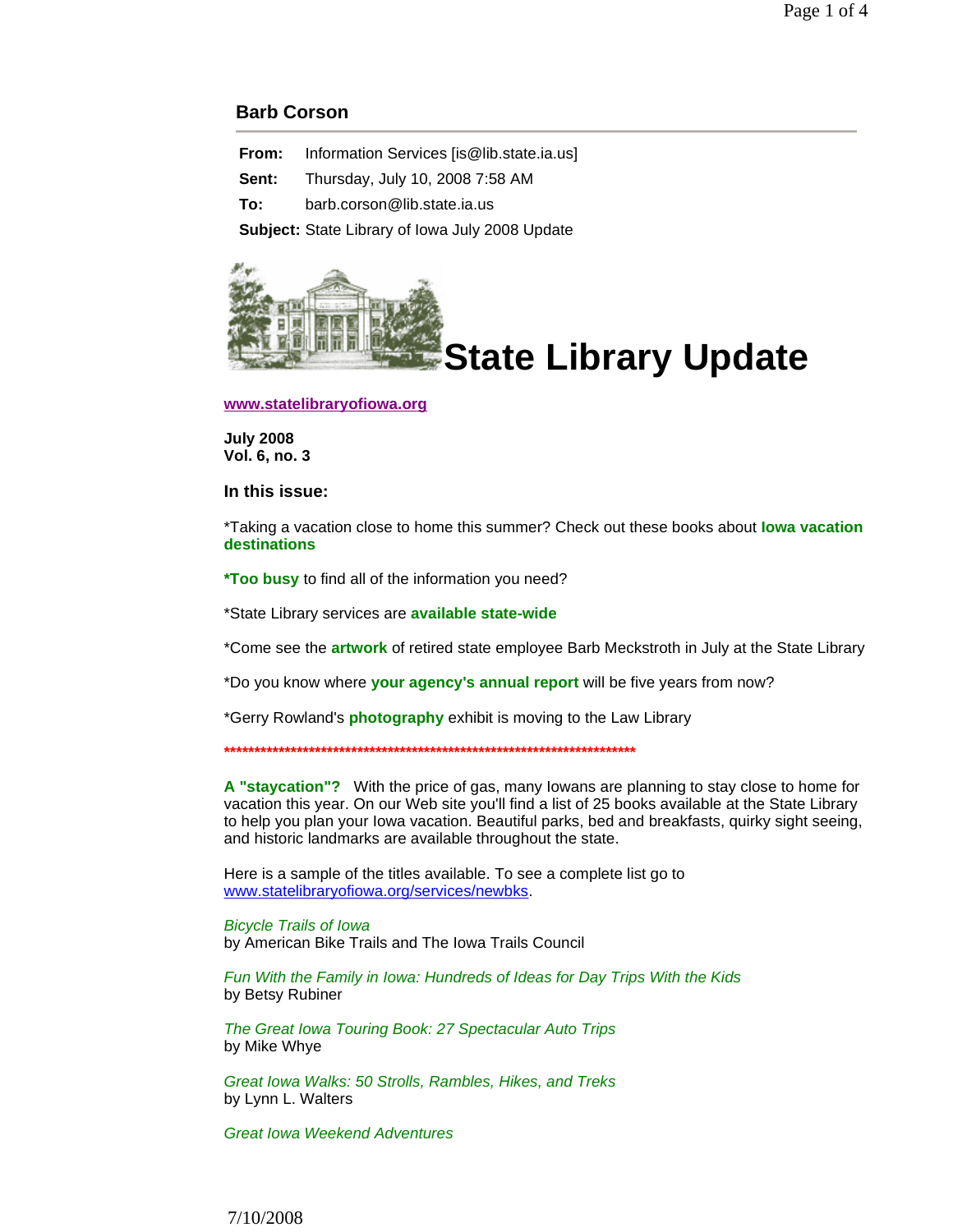## Barb Corson

**From:** Information Services [is@lib.state.ia.us]

**Sent:** Thursday, July 10, 2008 7:58 AM

**To:** barb.corson@lib.state.ia.us

**Subject:** State Library of Iowa July 2008 Update

# State Library Update

**www.statelibraryofiowa.org**

**July 2008**
**Vol. 6, no. 3**

### In this issue:

*Taking a vacation close to home this summer? Check out these books about **Iowa vacation destinations**

***Too busy** to find all of the information you need?

*State Library services are **available state-wide**

*Come see the **artwork** of retired state employee Barb Meckstroth in July at the State Library

*Do you know where **your agency's annual report** will be five years from now?

*Gerry Rowland's **photography** exhibit is moving to the Law Library

**********************************************************************

**A "staycation"?** With the price of gas, many Iowans are planning to stay close to home for vacation this year. On our Web site you'll find a list of 25 books available at the State Library to help you plan your Iowa vacation. Beautiful parks, bed and breakfasts, quirky sight seeing, and historic landmarks are available throughout the state.

Here is a sample of the titles available. To see a complete list go to www.statelibraryofiowa.org/services/newbks.

*Bicycle Trails of Iowa*
by American Bike Trails and The Iowa Trails Council

*Fun With the Family in Iowa: Hundreds of Ideas for Day Trips With the Kids*
by Betsy Rubiner

*The Great Iowa Touring Book: 27 Spectacular Auto Trips*
by Mike Whye

*Great Iowa Walks: 50 Strolls, Rambles, Hikes, and Treks*
by Lynn L. Walters

*Great Iowa Weekend Adventures*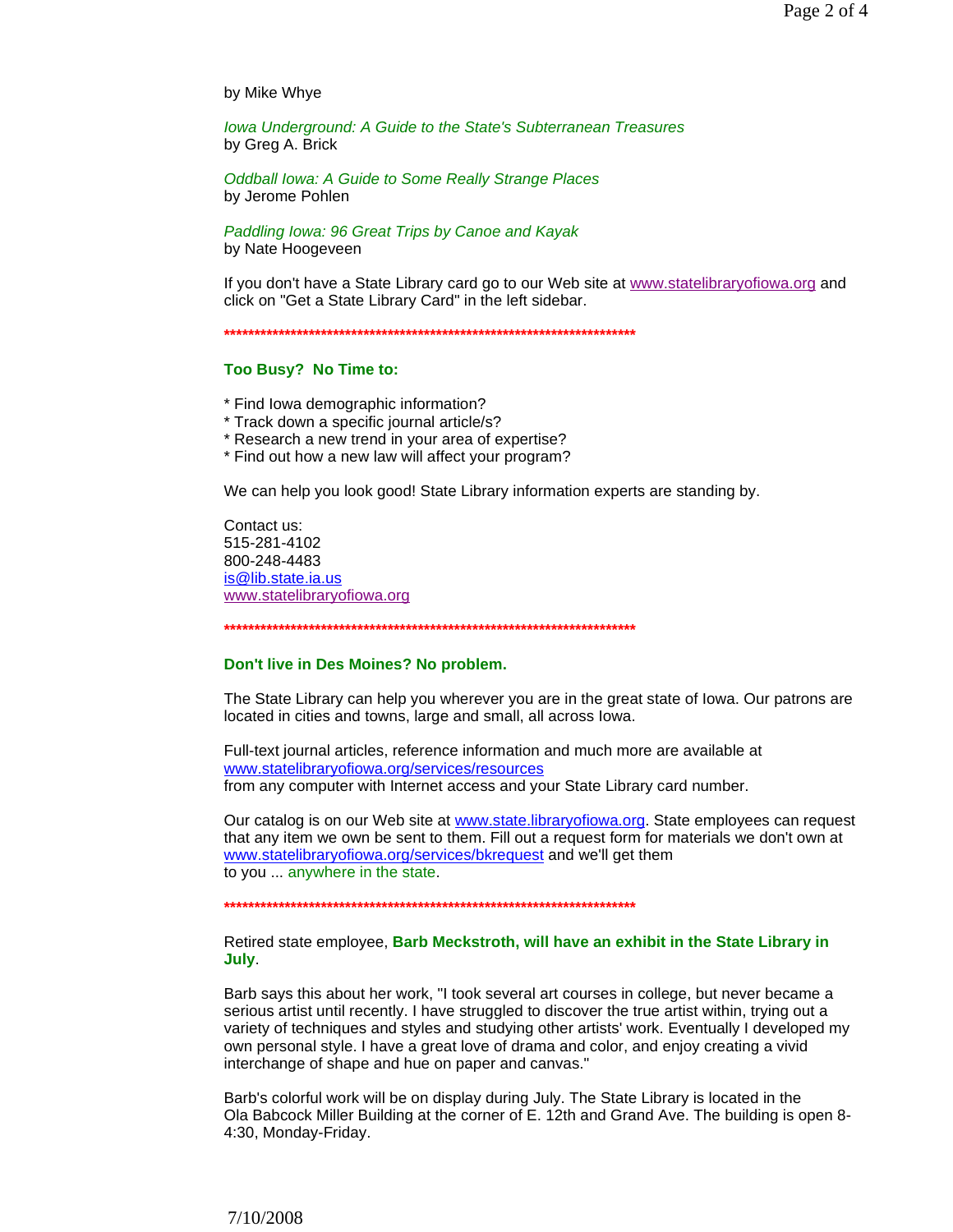by Mike Whye

*Iowa Underground: A Guide to the State's Subterranean Treasures*
by Greg A. Brick

*Oddball Iowa: A Guide to Some Really Strange Places*
by Jerome Pohlen

*Paddling Iowa: 96 Great Trips by Canoe and Kayak*
by Nate Hoogeveen

If you don't have a State Library card go to our Web site at www.statelibraryofiowa.org and click on "Get a State Library Card" in the left sidebar.

\*\*\*\*\*\*\*\*\*\*\*\*\*\*\*\*\*\*\*\*\*\*\*\*\*\*\*\*\*\*\*\*\*\*\*\*\*\*\*\*\*\*\*\*\*\*\*\*\*\*\*\*\*\*\*\*\*\*\*\*\*\*\*\*\*\*\*\*\*\*

**Too Busy? No Time to:**

\* Find Iowa demographic information?
\* Track down a specific journal article/s?
\* Research a new trend in your area of expertise?
\* Find out how a new law will affect your program?

We can help you look good! State Library information experts are standing by.

Contact us:
515-281-4102
800-248-4483
is@lib.state.ia.us
www.statelibraryofiowa.org

\*\*\*\*\*\*\*\*\*\*\*\*\*\*\*\*\*\*\*\*\*\*\*\*\*\*\*\*\*\*\*\*\*\*\*\*\*\*\*\*\*\*\*\*\*\*\*\*\*\*\*\*\*\*\*\*\*\*\*\*\*\*\*\*\*\*\*\*\*\*

**Don't live in Des Moines? No problem.**

The State Library can help you wherever you are in the great state of Iowa. Our patrons are located in cities and towns, large and small, all across Iowa.

Full-text journal articles, reference information and much more are available at www.statelibraryofiowa.org/services/resources
from any computer with Internet access and your State Library card number.

Our catalog is on our Web site at www.state.libraryofiowa.org. State employees can request that any item we own be sent to them. Fill out a request form for materials we don't own at www.statelibraryofiowa.org/services/bkrequest and we'll get them
to you ... anywhere in the state.

\*\*\*\*\*\*\*\*\*\*\*\*\*\*\*\*\*\*\*\*\*\*\*\*\*\*\*\*\*\*\*\*\*\*\*\*\*\*\*\*\*\*\*\*\*\*\*\*\*\*\*\*\*\*\*\*\*\*\*\*\*\*\*\*\*\*\*\*\*\*

Retired state employee, **Barb Meckstroth, will have an exhibit in the State Library in July**.

Barb says this about her work, "I took several art courses in college, but never became a serious artist until recently. I have struggled to discover the true artist within, trying out a variety of techniques and styles and studying other artists' work. Eventually I developed my own personal style. I have a great love of drama and color, and enjoy creating a vivid interchange of shape and hue on paper and canvas."

Barb's colorful work will be on display during July. The State Library is located in the Ola Babcock Miller Building at the corner of E. 12th and Grand Ave. The building is open 8-4:30, Monday-Friday.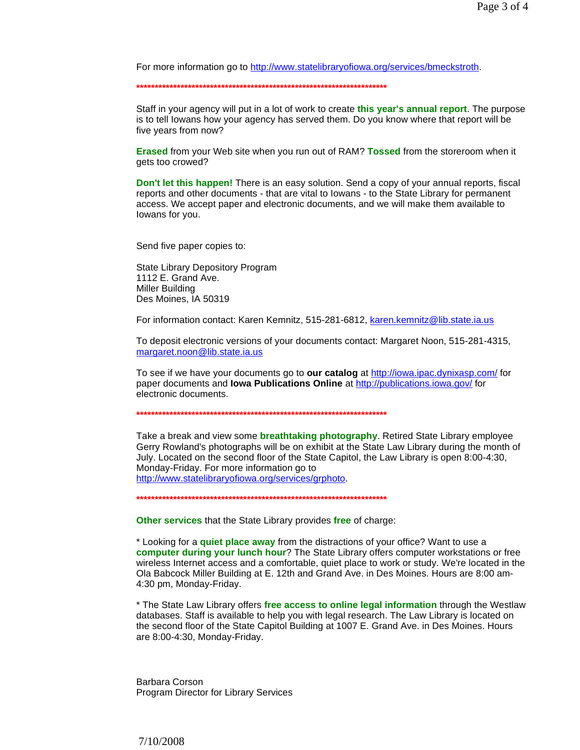For more information go to [http://www.statelibraryofiowa.org/services/bmeckstroth](http://www.statelibraryofiowa.org/services/bmeckstroth).

**************************************************************************

Staff in your agency will put in a lot of work to create **this year's annual report**. The purpose is to tell Iowans how your agency has served them. Do you know where that report will be five years from now?

**Erased** from your Web site when you run out of RAM? **Tossed** from the storeroom when it gets too crowed?

**Don't let this happen!** There is an easy solution. Send a copy of your annual reports, fiscal reports and other documents - that are vital to Iowans - to the State Library for permanent access. We accept paper and electronic documents, and we will make them available to Iowans for you.

Send five paper copies to:

State Library Depository Program
1112 E. Grand Ave.
Miller Building
Des Moines, IA 50319

For information contact: Karen Kemnitz, 515-281-6812, [karen.kemnitz@lib.state.ia.us](mailto:karen.kemnitz@lib.state.ia.us)

To deposit electronic versions of your documents contact: Margaret Noon, 515-281-4315, [margaret.noon@lib.state.ia.us](mailto:margaret.noon@lib.state.ia.us)

To see if we have your documents go to **our catalog** at [http://iowa.ipac.dynixasp.com/](http://iowa.ipac.dynixasp.com/) for paper documents and **Iowa Publications Online** at [http://publications.iowa.gov/](http://publications.iowa.gov/) for electronic documents.

**************************************************************************

Take a break and view some **breathtaking photography**. Retired State Library employee Gerry Rowland's photographs will be on exhibit at the State Law Library during the month of July. Located on the second floor of the State Capitol, the Law Library is open 8:00-4:30, Monday-Friday. For more information go to [http://www.statelibraryofiowa.org/services/grphoto](http://www.statelibraryofiowa.org/services/grphoto).

**************************************************************************

**Other services** that the State Library provides **free** of charge:

* Looking for a **quiet place away** from the distractions of your office? Want to use a **computer during your lunch hour**? The State Library offers computer workstations or free wireless Internet access and a comfortable, quiet place to work or study. We're located in the Ola Babcock Miller Building at E. 12th and Grand Ave. in Des Moines. Hours are 8:00 am-4:30 pm, Monday-Friday.

* The State Law Library offers **free access to online legal information** through the Westlaw databases. Staff is available to help you with legal research. The Law Library is located on the second floor of the State Capitol Building at 1007 E. Grand Ave. in Des Moines. Hours are 8:00-4:30, Monday-Friday.

Barbara Corson
Program Director for Library Services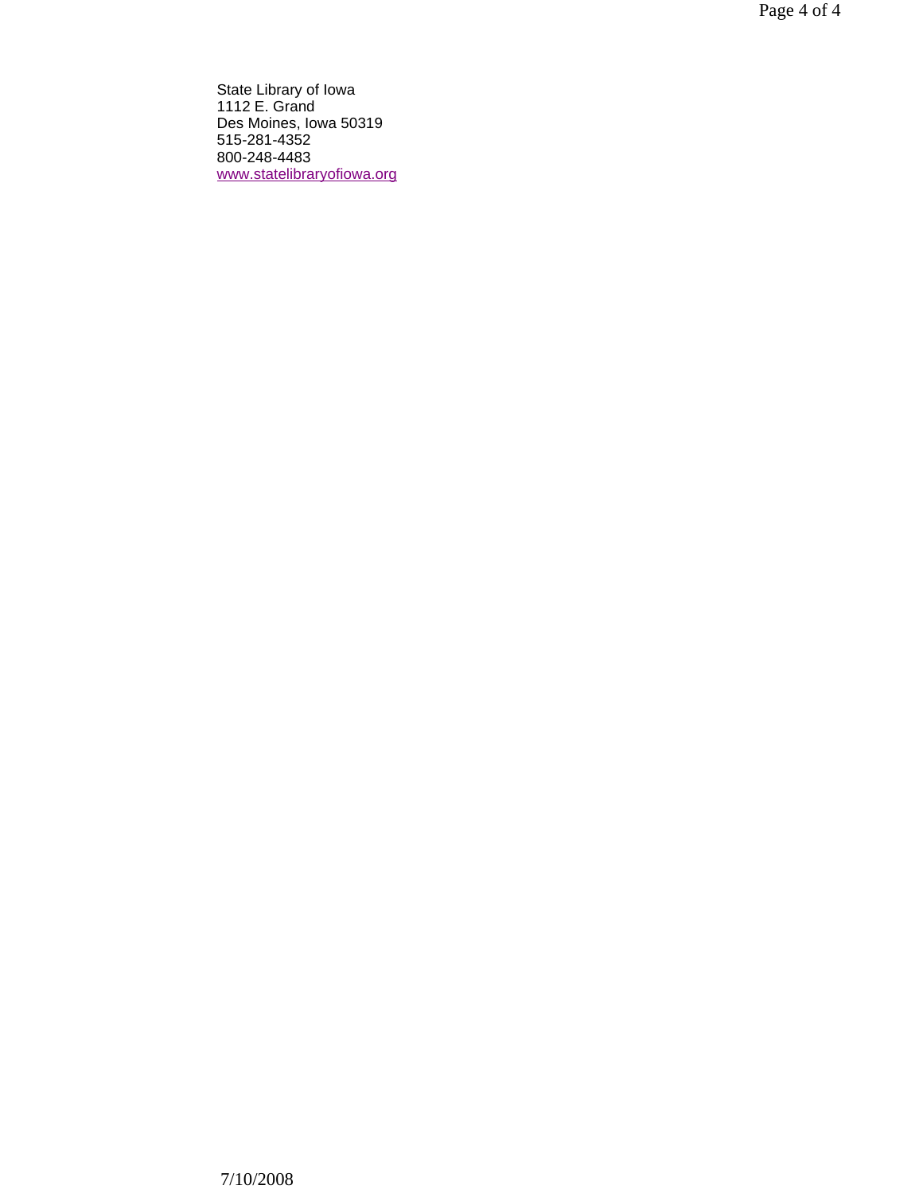State Library of Iowa
1112 E. Grand
Des Moines, Iowa 50319
515-281-4352
800-248-4483
[www.statelibraryofiowa.org](http://www.statelibraryofiowa.org)